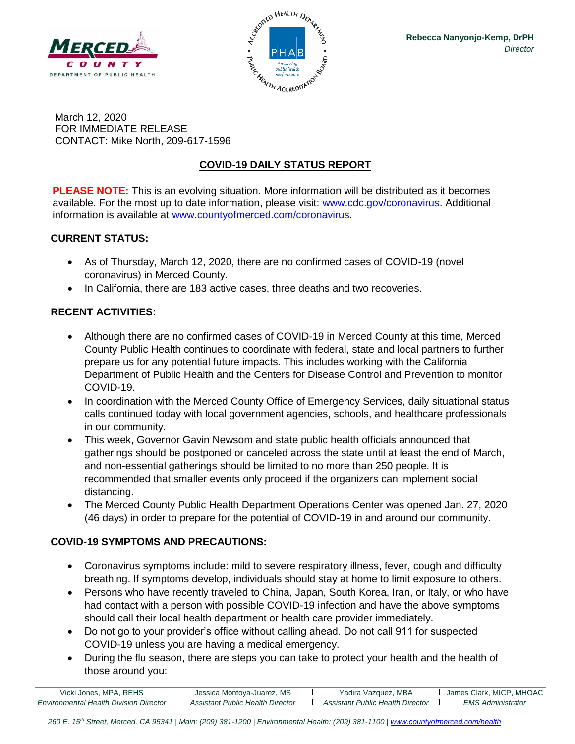MERCED COUNTY
DEPARTMENT OF PUBLIC HEALTH

**Rebecca Nanyonjo-Kemp, DrPH**
*Director*

March 12, 2020
FOR IMMEDIATE RELEASE
CONTACT: Mike North, 209-617-1596

## COVID-19 DAILY STATUS REPORT

**PLEASE NOTE:** This is an evolving situation. More information will be distributed as it becomes available. For the most up to date information, please visit: [www.cdc.gov/coronavirus](http://www.cdc.gov/coronavirus). Additional information is available at [www.countyofmerced.com/coronavirus](http://www.countyofmerced.com/coronavirus).

### CURRENT STATUS:

- As of Thursday, March 12, 2020, there are no confirmed cases of COVID-19 (novel coronavirus) in Merced County.
- In California, there are 183 active cases, three deaths and two recoveries.

### RECENT ACTIVITIES:

- Although there are no confirmed cases of COVID-19 in Merced County at this time, Merced County Public Health continues to coordinate with federal, state and local partners to further prepare us for any potential future impacts. This includes working with the California Department of Public Health and the Centers for Disease Control and Prevention to monitor COVID-19.
- In coordination with the Merced County Office of Emergency Services, daily situational status calls continued today with local government agencies, schools, and healthcare professionals in our community.
- This week, Governor Gavin Newsom and state public health officials announced that gatherings should be postponed or canceled across the state until at least the end of March, and non-essential gatherings should be limited to no more than 250 people. It is recommended that smaller events only proceed if the organizers can implement social distancing.
- The Merced County Public Health Department Operations Center was opened Jan. 27, 2020 (46 days) in order to prepare for the potential of COVID-19 in and around our community.

### COVID-19 SYMPTOMS AND PRECAUTIONS:

- Coronavirus symptoms include: mild to severe respiratory illness, fever, cough and difficulty breathing. If symptoms develop, individuals should stay at home to limit exposure to others.
- Persons who have recently traveled to China, Japan, South Korea, Iran, or Italy, or who have had contact with a person with possible COVID-19 infection and have the above symptoms should call their local health department or health care provider immediately.
- Do not go to your provider's office without calling ahead. Do not call 911 for suspected COVID-19 unless you are having a medical emergency.
- During the flu season, there are steps you can take to protect your health and the health of those around you:

| Vicki Jones, MPA, REHS | Jessica Montoya-Juarez, MS | Yadira Vazquez, MBA | James Clark, MICP, MHOAC |
| --- | --- | --- | --- |
| *Environmental Health Division Director* | *Assistant Public Health Director* | *Assistant Public Health Director* | *EMS Administrator* |

*260 E. 15th Street, Merced, CA 95341 | Main: (209) 381-1200 | Environmental Health: (209) 381-1100 | [www.countyofmerced.com/health](http://www.countyofmerced.com/health)*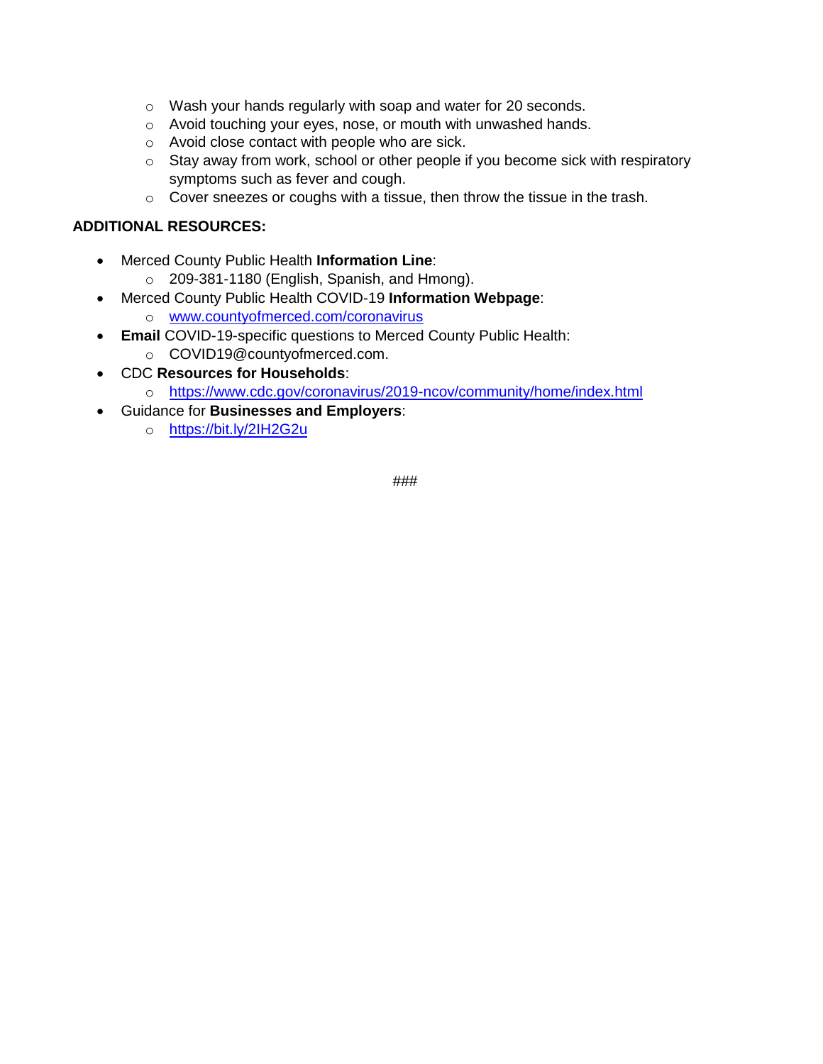- Wash your hands regularly with soap and water for 20 seconds.
- Avoid touching your eyes, nose, or mouth with unwashed hands.
- Avoid close contact with people who are sick.
- Stay away from work, school or other people if you become sick with respiratory symptoms such as fever and cough.
- Cover sneezes or coughs with a tissue, then throw the tissue in the trash.

**ADDITIONAL RESOURCES:**

- Merced County Public Health **Information Line**:
  - 209-381-1180 (English, Spanish, and Hmong).
- Merced County Public Health COVID-19 **Information Webpage**:
  - [www.countyofmerced.com/coronavirus](www.countyofmerced.com/coronavirus)
- **Email** COVID-19-specific questions to Merced County Public Health:
  - COVID19@countyofmerced.com.
- CDC **Resources for Households**:
  - [https://www.cdc.gov/coronavirus/2019-ncov/community/home/index.html](https://www.cdc.gov/coronavirus/2019-ncov/community/home/index.html)
- Guidance for **Businesses and Employers**:
  - [https://bit.ly/2IH2G2u](https://bit.ly/2IH2G2u)

###